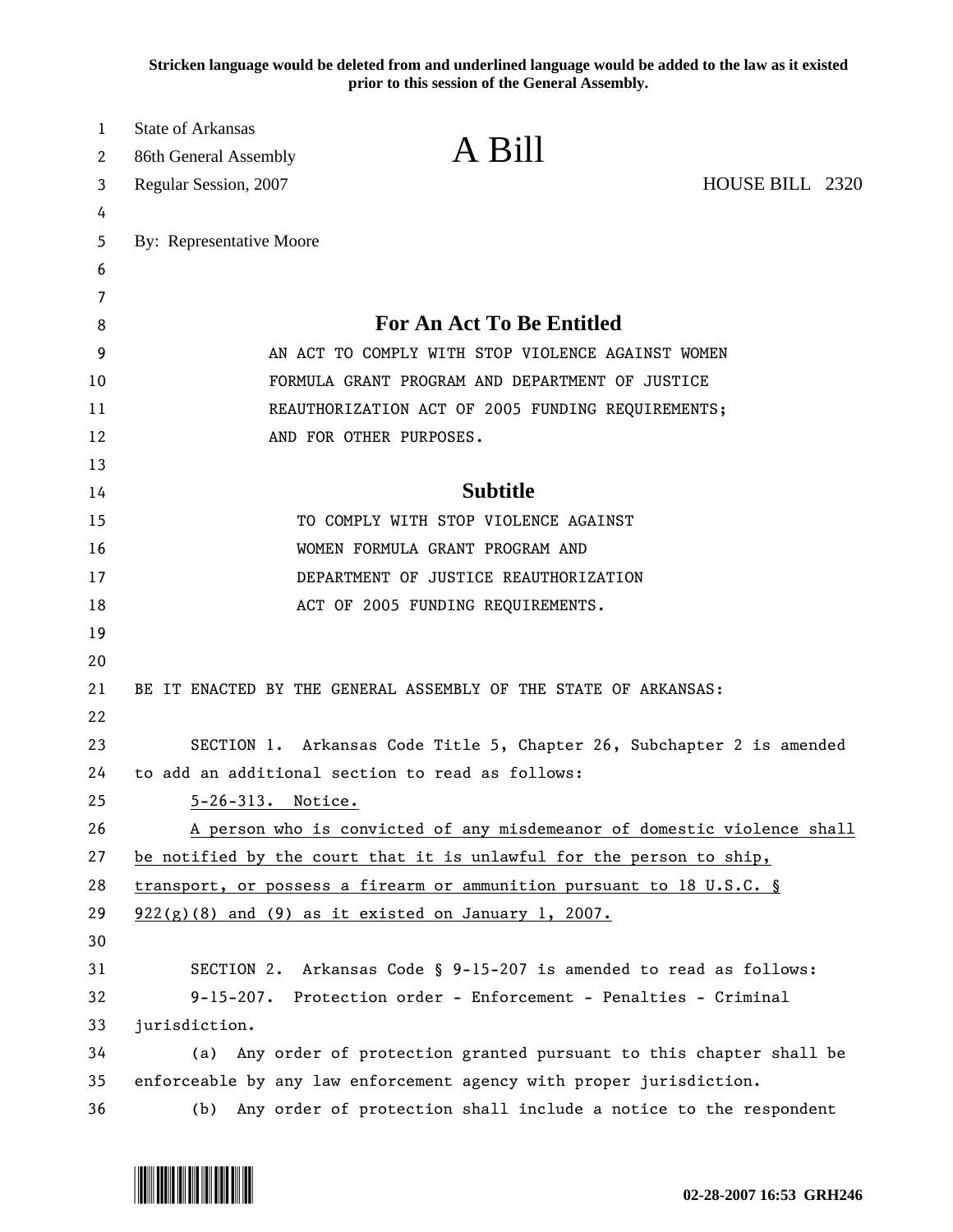Stricken language would be deleted from and underlined language would be added to the law as it existed prior to this session of the General Assembly.

State of Arkansas
86th General Assembly
Regular Session, 2007

# A Bill

HOUSE BILL 2320

By: Representative Moore

## For An Act To Be Entitled

AN ACT TO COMPLY WITH STOP VIOLENCE AGAINST WOMEN FORMULA GRANT PROGRAM AND DEPARTMENT OF JUSTICE REAUTHORIZATION ACT OF 2005 FUNDING REQUIREMENTS; AND FOR OTHER PURPOSES.

## Subtitle

TO COMPLY WITH STOP VIOLENCE AGAINST WOMEN FORMULA GRANT PROGRAM AND DEPARTMENT OF JUSTICE REAUTHORIZATION ACT OF 2005 FUNDING REQUIREMENTS.

BE IT ENACTED BY THE GENERAL ASSEMBLY OF THE STATE OF ARKANSAS:

SECTION 1. Arkansas Code Title 5, Chapter 26, Subchapter 2 is amended to add an additional section to read as follows:

<u>5-26-313. Notice.</u>

<u>A person who is convicted of any misdemeanor of domestic violence shall be notified by the court that it is unlawful for the person to ship, transport, or possess a firearm or ammunition pursuant to 18 U.S.C. § 922(g)(8) and (9) as it existed on January 1, 2007.</u>

SECTION 2. Arkansas Code § 9-15-207 is amended to read as follows:

9-15-207. Protection order - Enforcement - Penalties - Criminal jurisdiction.

(a) Any order of protection granted pursuant to this chapter shall be enforceable by any law enforcement agency with proper jurisdiction.

(b) Any order of protection shall include a notice to the respondent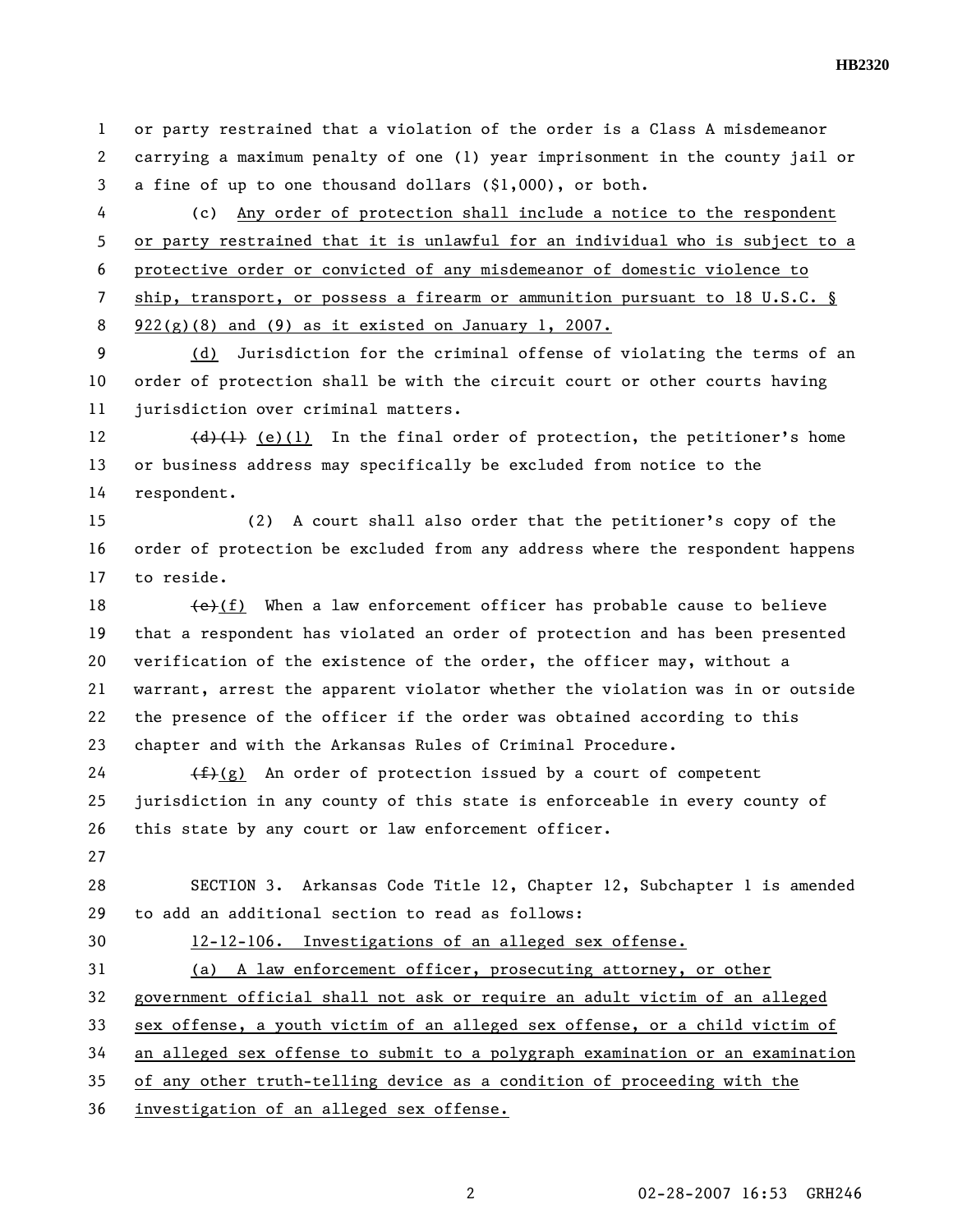or party restrained that a violation of the order is a Class A misdemeanor carrying a maximum penalty of one (1) year imprisonment in the county jail or a fine of up to one thousand dollars ($1,000), or both.

(c) <u>Any order of protection shall include a notice to the respondent or party restrained that it is unlawful for an individual who is subject to a protective order or convicted of any misdemeanor of domestic violence to ship, transport, or possess a firearm or ammunition pursuant to 18 U.S.C. § 922(g)(8) and (9) as it existed on January 1, 2007.</u>

<u>(d)</u> Jurisdiction for the criminal offense of violating the terms of an order of protection shall be with the circuit court or other courts having jurisdiction over criminal matters.

~~(d)(1)~~ <u>(e)(1)</u> In the final order of protection, the petitioner's home or business address may specifically be excluded from notice to the respondent.

(2) A court shall also order that the petitioner's copy of the order of protection be excluded from any address where the respondent happens to reside.

~~(e)~~<u>(f)</u> When a law enforcement officer has probable cause to believe that a respondent has violated an order of protection and has been presented verification of the existence of the order, the officer may, without a warrant, arrest the apparent violator whether the violation was in or outside the presence of the officer if the order was obtained according to this chapter and with the Arkansas Rules of Criminal Procedure.

~~(f)~~<u>(g)</u> An order of protection issued by a court of competent jurisdiction in any county of this state is enforceable in every county of this state by any court or law enforcement officer.

SECTION 3. Arkansas Code Title 12, Chapter 12, Subchapter 1 is amended to add an additional section to read as follows:

<u>12-12-106. Investigations of an alleged sex offense.</u>

<u>(a) A law enforcement officer, prosecuting attorney, or other government official shall not ask or require an adult victim of an alleged sex offense, a youth victim of an alleged sex offense, or a child victim of an alleged sex offense to submit to a polygraph examination or an examination of any other truth-telling device as a condition of proceeding with the investigation of an alleged sex offense.</u>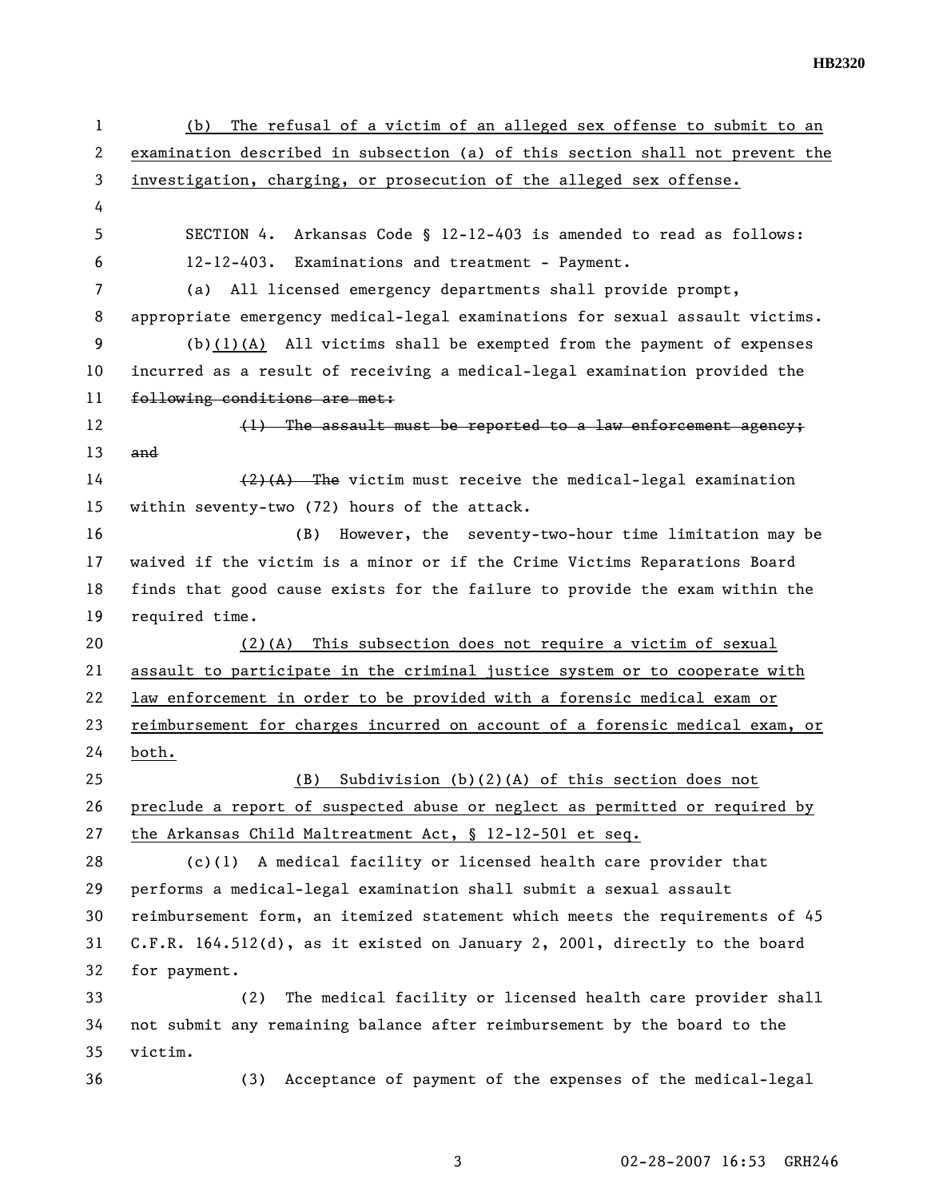(b) The refusal of a victim of an alleged sex offense to submit to an examination described in subsection (a) of this section shall not prevent the investigation, charging, or prosecution of the alleged sex offense.

SECTION 4. Arkansas Code § 12-12-403 is amended to read as follows:

12-12-403. Examinations and treatment - Payment.

(a) All licensed emergency departments shall provide prompt, appropriate emergency medical-legal examinations for sexual assault victims.

(b)(1)(A) All victims shall be exempted from the payment of expenses incurred as a result of receiving a medical-legal examination provided the ~~following conditions are met:~~

~~(1) The assault must be reported to a law enforcement agency; and~~

~~(2)(A) The~~ victim must receive the medical-legal examination within seventy-two (72) hours of the attack.

(B) However, the seventy-two-hour time limitation may be waived if the victim is a minor or if the Crime Victims Reparations Board finds that good cause exists for the failure to provide the exam within the required time.

(2)(A) This subsection does not require a victim of sexual assault to participate in the criminal justice system or to cooperate with law enforcement in order to be provided with a forensic medical exam or reimbursement for charges incurred on account of a forensic medical exam, or both.

(B) Subdivision (b)(2)(A) of this section does not preclude a report of suspected abuse or neglect as permitted or required by the Arkansas Child Maltreatment Act, § 12-12-501 et seq.

(c)(1) A medical facility or licensed health care provider that performs a medical-legal examination shall submit a sexual assault reimbursement form, an itemized statement which meets the requirements of 45 C.F.R. 164.512(d), as it existed on January 2, 2001, directly to the board for payment.

(2) The medical facility or licensed health care provider shall not submit any remaining balance after reimbursement by the board to the victim.

(3) Acceptance of payment of the expenses of the medical-legal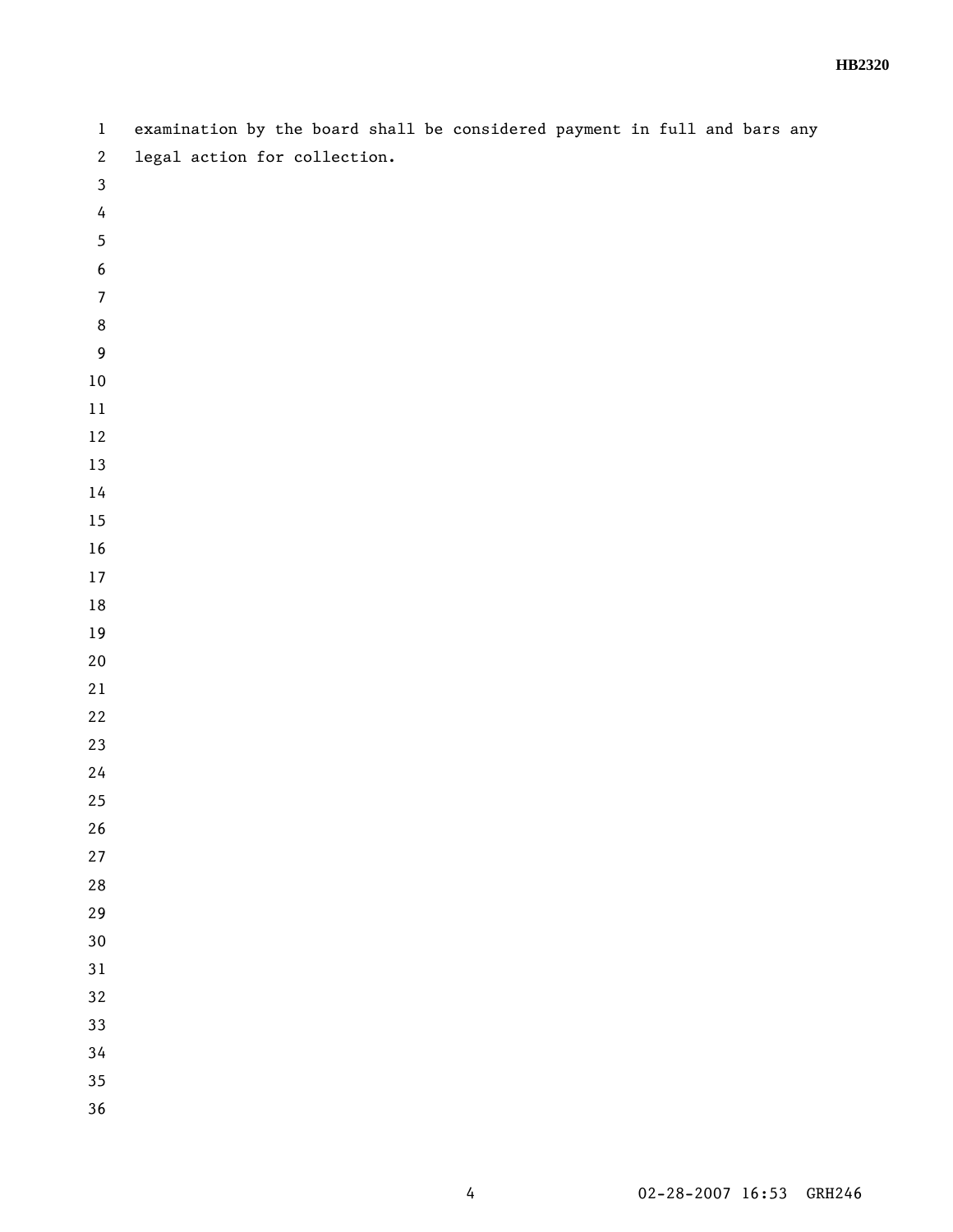examination by the board shall be considered payment in full and bars any legal action for collection.